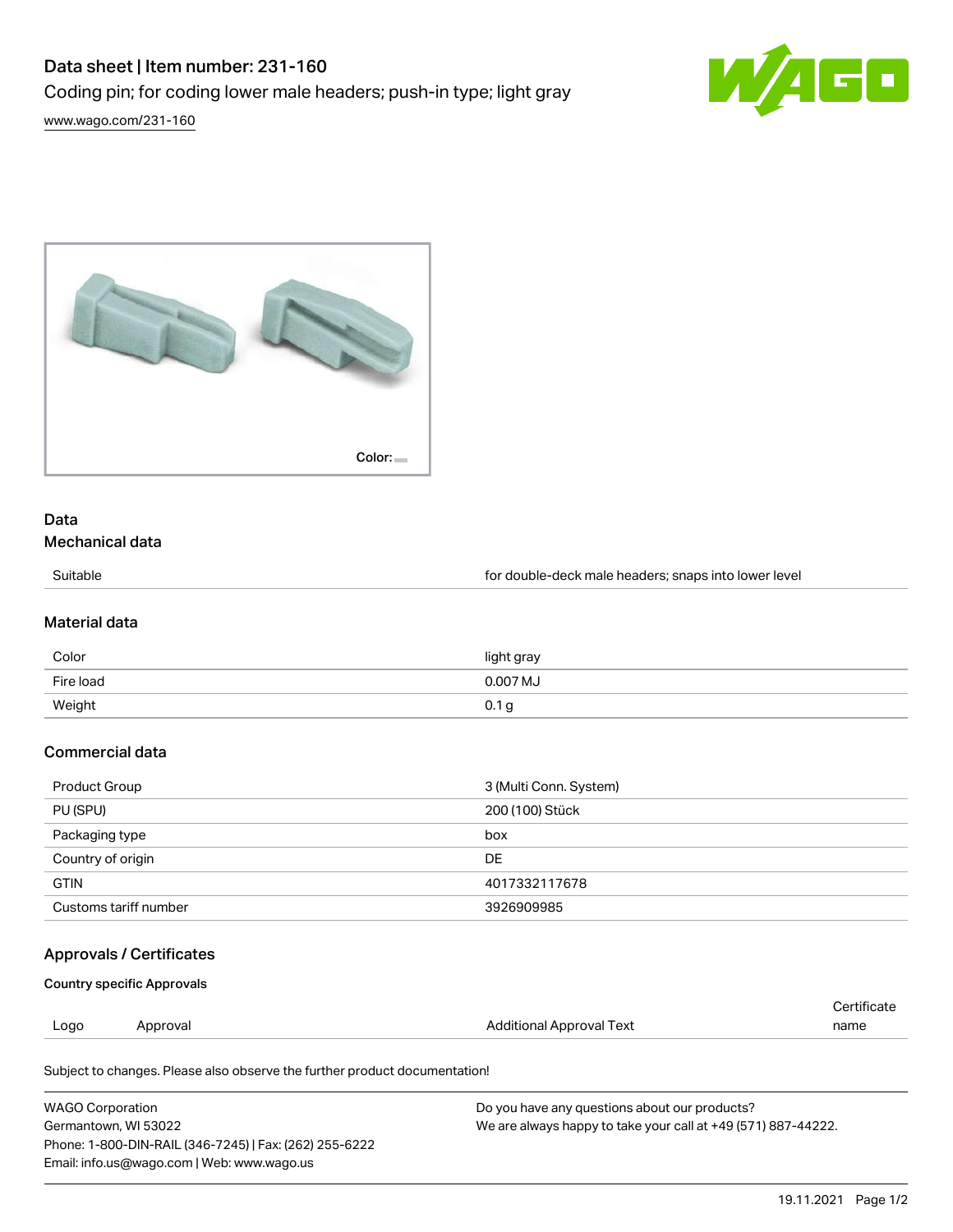# Data sheet | Item number: 231-160

Coding pin; for coding lower male headers; push-in type; light gray

www.wago.com/231-160

Color:

## Data

### Mechanical data

| | |
|---|---|
| Suitable | for double-deck male headers; snaps into lower level |

### Material data

| | |
|---|---|
| Color | light gray |
| Fire load | 0.007 MJ |
| Weight | 0.1 g |

### Commercial data

| | |
|---|---|
| Product Group | 3 (Multi Conn. System) |
| PU (SPU) | 200 (100) Stück |
| Packaging type | box |
| Country of origin | DE |
| GTIN | 4017332117678 |
| Customs tariff number | 3926909985 |

### Approvals / Certificates

#### Country specific Approvals

| Logo | Approval | Additional Approval Text | Certificate name |
|---|---|---|---|

Subject to changes. Please also observe the further product documentation!

WAGO Corporation
Germantown, WI 53022
Phone: 1-800-DIN-RAIL (346-7245) | Fax: (262) 255-6222
Email: info.us@wago.com | Web: www.wago.us

Do you have any questions about our products?
We are always happy to take your call at +49 (571) 887-44222.

19.11.2021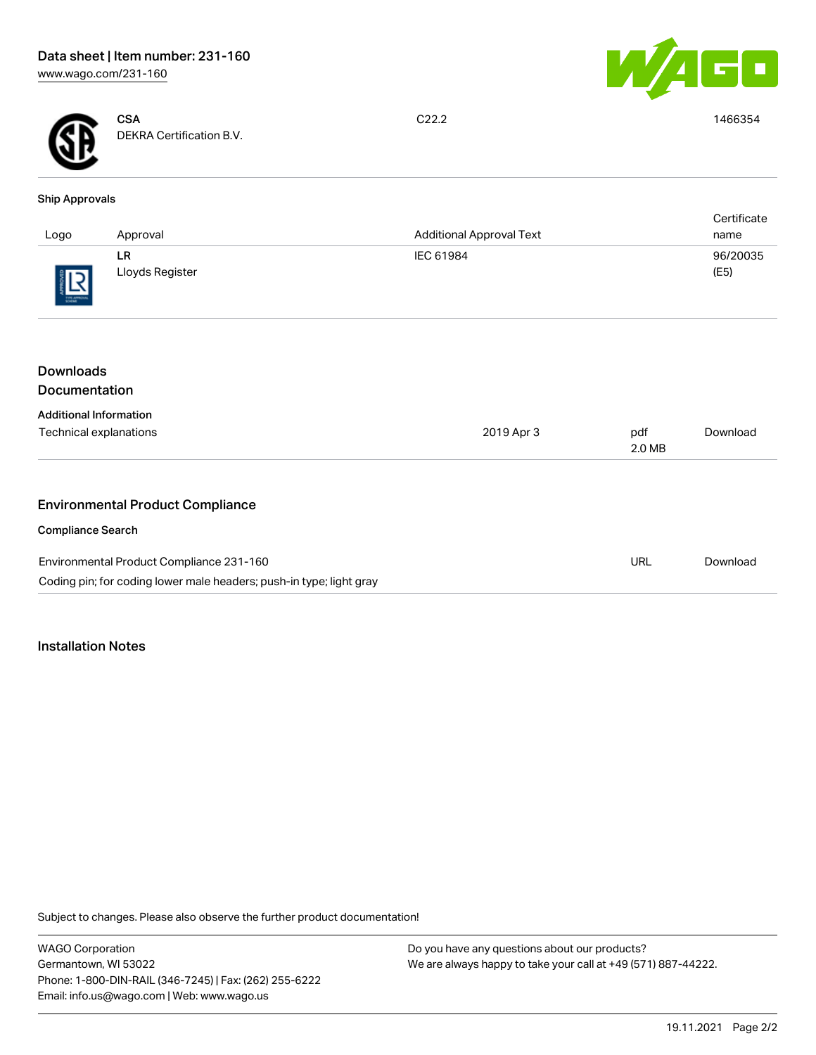| | | | |
|---|---|---|---|
| | CSA<br>DEKRA Certification B.V. | C22.2 | 1466354 |

### Ship Approvals

| Logo | Approval | Additional Approval Text | Certificate name |
|---|---|---|---|
| | LR<br>Lloyds Register | IEC 61984 | 96/20035 (E5) |

## Downloads
## Documentation

### Additional Information

| | | | |
|---|---|---|---|
| Technical explanations | 2019 Apr 3 | pdf 2.0 MB | Download |

## Environmental Product Compliance

### Compliance Search

| | | |
|---|---|---|
| Environmental Product Compliance 231-160<br>Coding pin; for coding lower male headers; push-in type; light gray | URL | Download |

## Installation Notes

Subject to changes. Please also observe the further product documentation!

WAGO Corporation
Germantown, WI 53022
Phone: 1-800-DIN-RAIL (346-7245) | Fax: (262) 255-6222
Email: info.us@wago.com | Web: www.wago.us

Do you have any questions about our products?
We are always happy to take your call at +49 (571) 887-44222.